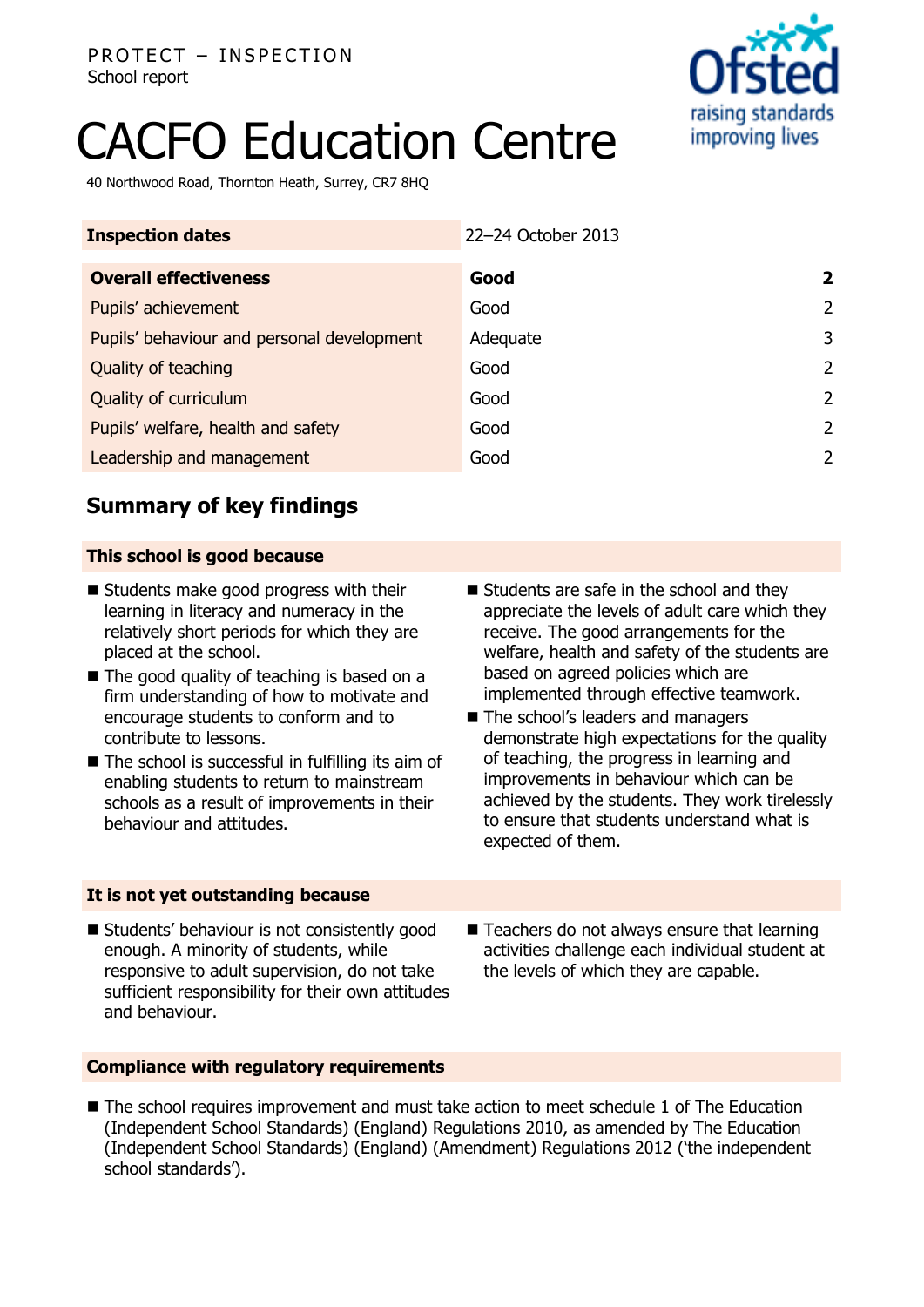PROTECT – INSPECTION
School report

# CACFO Education Centre

40 Northwood Road, Thornton Heath, Surrey, CR7 8HQ

| Inspection dates | 22–24 October 2013 | |
|---|---|---|
| **Overall effectiveness** | **Good** | **2** |
| Pupils' achievement | Good | 2 |
| Pupils' behaviour and personal development | Adequate | 3 |
| Quality of teaching | Good | 2 |
| Quality of curriculum | Good | 2 |
| Pupils' welfare, health and safety | Good | 2 |
| Leadership and management | Good | 2 |

## Summary of key findings

### This school is good because

- Students make good progress with their learning in literacy and numeracy in the relatively short periods for which they are placed at the school.
- The good quality of teaching is based on a firm understanding of how to motivate and encourage students to conform and to contribute to lessons.
- The school is successful in fulfilling its aim of enabling students to return to mainstream schools as a result of improvements in their behaviour and attitudes.
- Students are safe in the school and they appreciate the levels of adult care which they receive. The good arrangements for the welfare, health and safety of the students are based on agreed policies which are implemented through effective teamwork.
- The school's leaders and managers demonstrate high expectations for the quality of teaching, the progress in learning and improvements in behaviour which can be achieved by the students. They work tirelessly to ensure that students understand what is expected of them.

### It is not yet outstanding because

- Students' behaviour is not consistently good enough. A minority of students, while responsive to adult supervision, do not take sufficient responsibility for their own attitudes and behaviour.
- Teachers do not always ensure that learning activities challenge each individual student at the levels of which they are capable.

### Compliance with regulatory requirements

- The school requires improvement and must take action to meet schedule 1 of The Education (Independent School Standards) (England) Regulations 2010, as amended by The Education (Independent School Standards) (England) (Amendment) Regulations 2012 ('the independent school standards').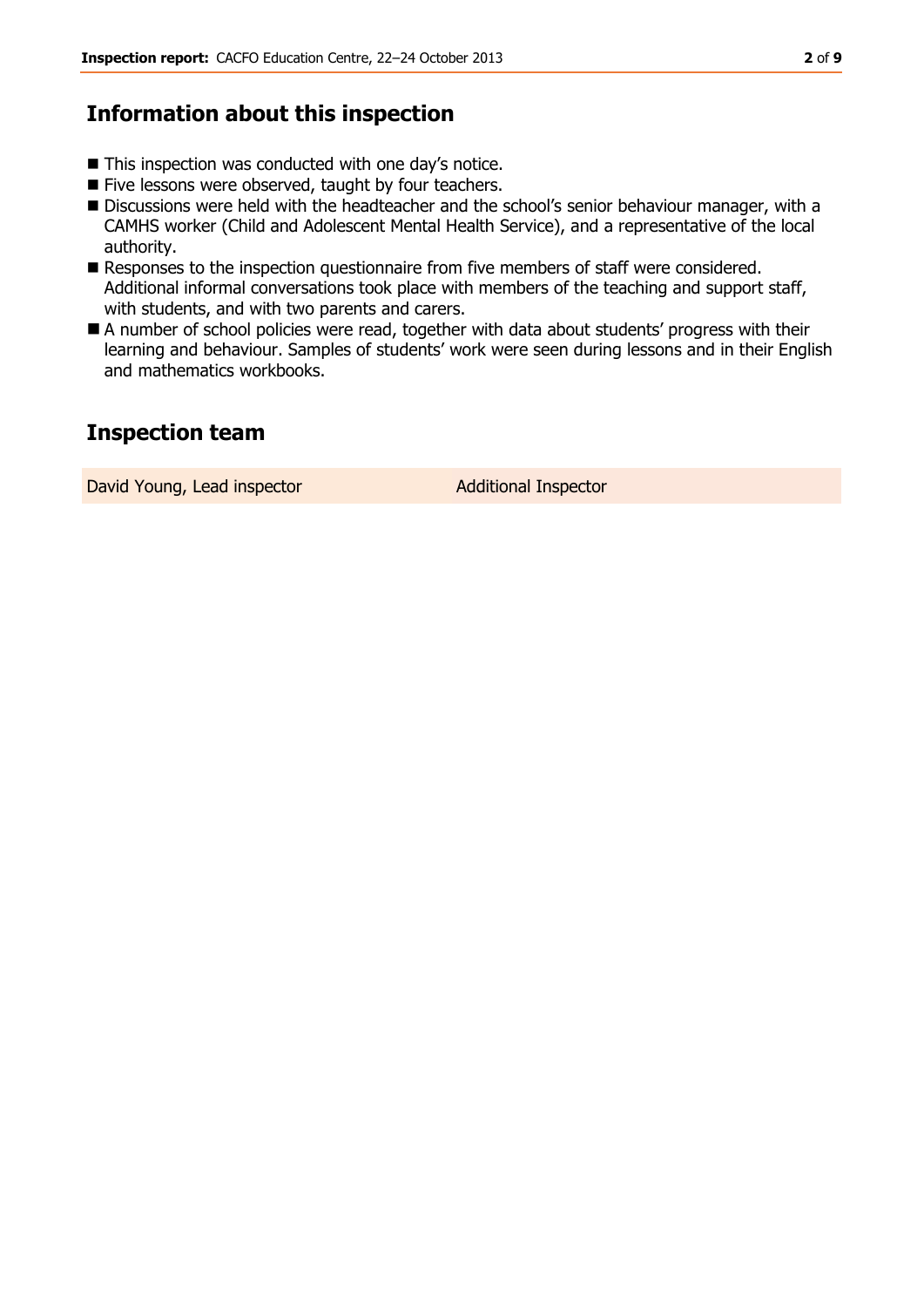## Information about this inspection

- This inspection was conducted with one day's notice.
- Five lessons were observed, taught by four teachers.
- Discussions were held with the headteacher and the school's senior behaviour manager, with a CAMHS worker (Child and Adolescent Mental Health Service), and a representative of the local authority.
- Responses to the inspection questionnaire from five members of staff were considered. Additional informal conversations took place with members of the teaching and support staff, with students, and with two parents and carers.
- A number of school policies were read, together with data about students' progress with their learning and behaviour. Samples of students' work were seen during lessons and in their English and mathematics workbooks.

## Inspection team

| David Young, Lead inspector | Additional Inspector |
| --- | --- |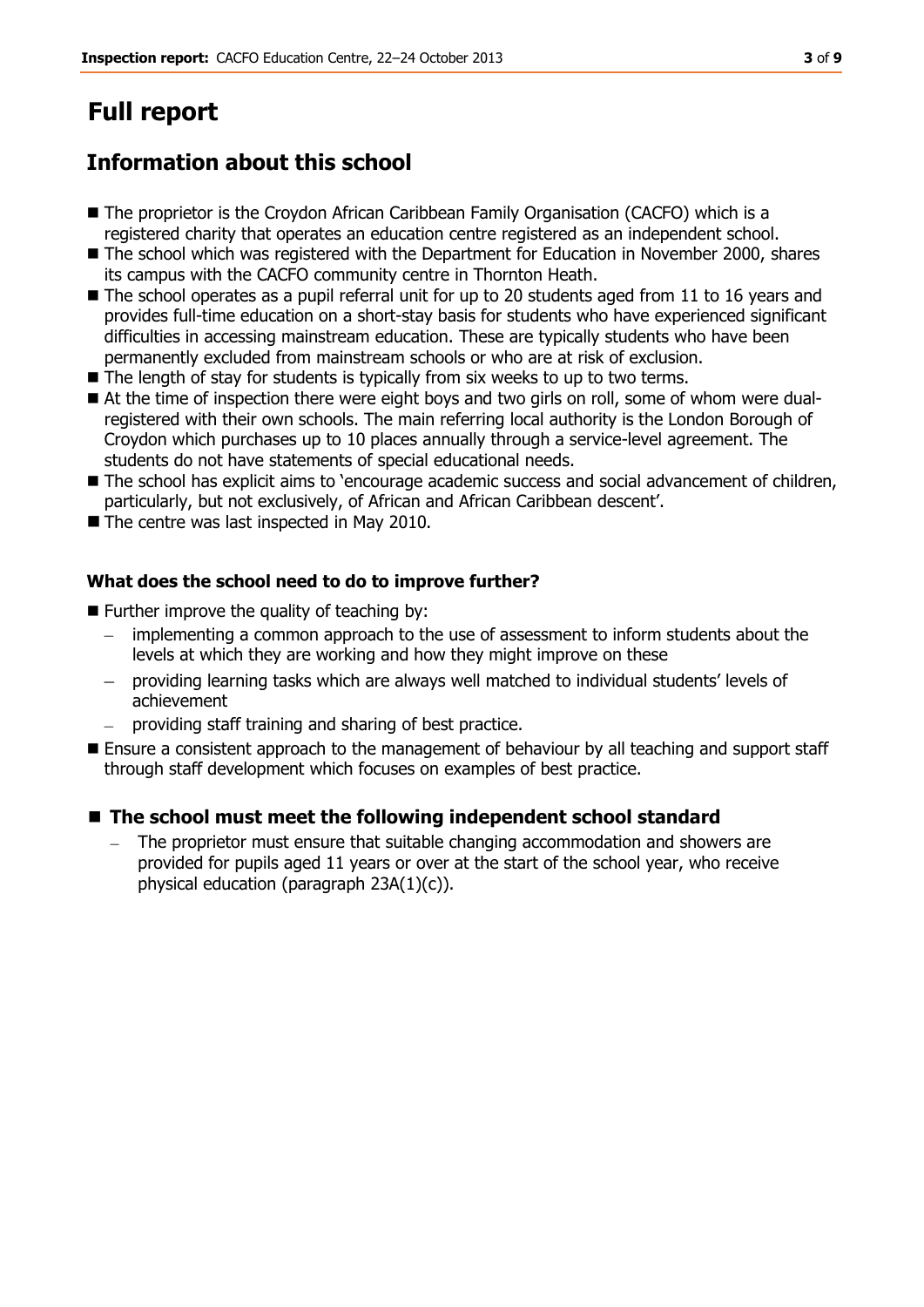# Full report

## Information about this school

- The proprietor is the Croydon African Caribbean Family Organisation (CACFO) which is a registered charity that operates an education centre registered as an independent school.
- The school which was registered with the Department for Education in November 2000, shares its campus with the CACFO community centre in Thornton Heath.
- The school operates as a pupil referral unit for up to 20 students aged from 11 to 16 years and provides full-time education on a short-stay basis for students who have experienced significant difficulties in accessing mainstream education. These are typically students who have been permanently excluded from mainstream schools or who are at risk of exclusion.
- The length of stay for students is typically from six weeks to up to two terms.
- At the time of inspection there were eight boys and two girls on roll, some of whom were dual-registered with their own schools. The main referring local authority is the London Borough of Croydon which purchases up to 10 places annually through a service-level agreement. The students do not have statements of special educational needs.
- The school has explicit aims to 'encourage academic success and social advancement of children, particularly, but not exclusively, of African and African Caribbean descent'.
- The centre was last inspected in May 2010.

### What does the school need to do to improve further?

- Further improve the quality of teaching by:
  - implementing a common approach to the use of assessment to inform students about the levels at which they are working and how they might improve on these
  - providing learning tasks which are always well matched to individual students' levels of achievement
  - providing staff training and sharing of best practice.
- Ensure a consistent approach to the management of behaviour by all teaching and support staff through staff development which focuses on examples of best practice.

### The school must meet the following independent school standard

- The proprietor must ensure that suitable changing accommodation and showers are provided for pupils aged 11 years or over at the start of the school year, who receive physical education (paragraph 23A(1)(c)).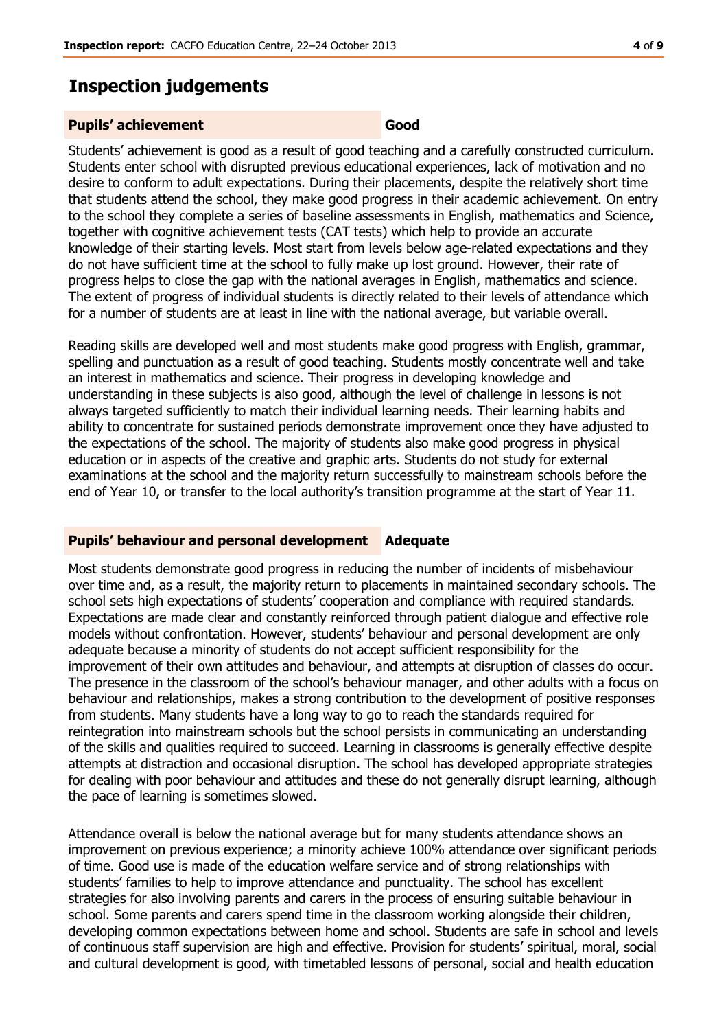## Inspection judgements

| **Pupils' achievement** | **Good** |
|---|---|

Students' achievement is good as a result of good teaching and a carefully constructed curriculum. Students enter school with disrupted previous educational experiences, lack of motivation and no desire to conform to adult expectations. During their placements, despite the relatively short time that students attend the school, they make good progress in their academic achievement. On entry to the school they complete a series of baseline assessments in English, mathematics and Science, together with cognitive achievement tests (CAT tests) which help to provide an accurate knowledge of their starting levels. Most start from levels below age-related expectations and they do not have sufficient time at the school to fully make up lost ground. However, their rate of progress helps to close the gap with the national averages in English, mathematics and science. The extent of progress of individual students is directly related to their levels of attendance which for a number of students are at least in line with the national average, but variable overall.

Reading skills are developed well and most students make good progress with English, grammar, spelling and punctuation as a result of good teaching. Students mostly concentrate well and take an interest in mathematics and science. Their progress in developing knowledge and understanding in these subjects is also good, although the level of challenge in lessons is not always targeted sufficiently to match their individual learning needs. Their learning habits and ability to concentrate for sustained periods demonstrate improvement once they have adjusted to the expectations of the school. The majority of students also make good progress in physical education or in aspects of the creative and graphic arts. Students do not study for external examinations at the school and the majority return successfully to mainstream schools before the end of Year 10, or transfer to the local authority's transition programme at the start of Year 11.

| **Pupils' behaviour and personal development** | **Adequate** |
|---|---|

Most students demonstrate good progress in reducing the number of incidents of misbehaviour over time and, as a result, the majority return to placements in maintained secondary schools. The school sets high expectations of students' cooperation and compliance with required standards. Expectations are made clear and constantly reinforced through patient dialogue and effective role models without confrontation. However, students' behaviour and personal development are only adequate because a minority of students do not accept sufficient responsibility for the improvement of their own attitudes and behaviour, and attempts at disruption of classes do occur. The presence in the classroom of the school's behaviour manager, and other adults with a focus on behaviour and relationships, makes a strong contribution to the development of positive responses from students. Many students have a long way to go to reach the standards required for reintegration into mainstream schools but the school persists in communicating an understanding of the skills and qualities required to succeed. Learning in classrooms is generally effective despite attempts at distraction and occasional disruption. The school has developed appropriate strategies for dealing with poor behaviour and attitudes and these do not generally disrupt learning, although the pace of learning is sometimes slowed.

Attendance overall is below the national average but for many students attendance shows an improvement on previous experience; a minority achieve 100% attendance over significant periods of time. Good use is made of the education welfare service and of strong relationships with students' families to help to improve attendance and punctuality. The school has excellent strategies for also involving parents and carers in the process of ensuring suitable behaviour in school. Some parents and carers spend time in the classroom working alongside their children, developing common expectations between home and school. Students are safe in school and levels of continuous staff supervision are high and effective. Provision for students' spiritual, moral, social and cultural development is good, with timetabled lessons of personal, social and health education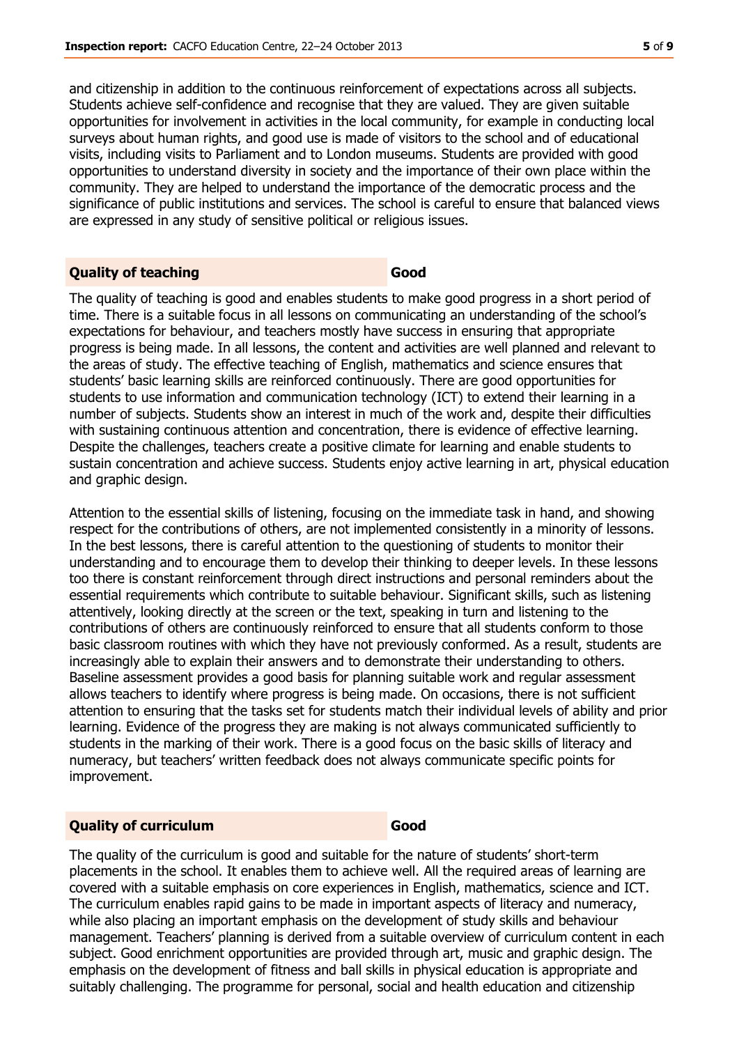and citizenship in addition to the continuous reinforcement of expectations across all subjects. Students achieve self-confidence and recognise that they are valued. They are given suitable opportunities for involvement in activities in the local community, for example in conducting local surveys about human rights, and good use is made of visitors to the school and of educational visits, including visits to Parliament and to London museums. Students are provided with good opportunities to understand diversity in society and the importance of their own place within the community. They are helped to understand the importance of the democratic process and the significance of public institutions and services. The school is careful to ensure that balanced views are expressed in any study of sensitive political or religious issues.

**Quality of teaching** **Good**

The quality of teaching is good and enables students to make good progress in a short period of time. There is a suitable focus in all lessons on communicating an understanding of the school's expectations for behaviour, and teachers mostly have success in ensuring that appropriate progress is being made. In all lessons, the content and activities are well planned and relevant to the areas of study. The effective teaching of English, mathematics and science ensures that students' basic learning skills are reinforced continuously. There are good opportunities for students to use information and communication technology (ICT) to extend their learning in a number of subjects. Students show an interest in much of the work and, despite their difficulties with sustaining continuous attention and concentration, there is evidence of effective learning. Despite the challenges, teachers create a positive climate for learning and enable students to sustain concentration and achieve success. Students enjoy active learning in art, physical education and graphic design.

Attention to the essential skills of listening, focusing on the immediate task in hand, and showing respect for the contributions of others, are not implemented consistently in a minority of lessons. In the best lessons, there is careful attention to the questioning of students to monitor their understanding and to encourage them to develop their thinking to deeper levels. In these lessons too there is constant reinforcement through direct instructions and personal reminders about the essential requirements which contribute to suitable behaviour. Significant skills, such as listening attentively, looking directly at the screen or the text, speaking in turn and listening to the contributions of others are continuously reinforced to ensure that all students conform to those basic classroom routines with which they have not previously conformed. As a result, students are increasingly able to explain their answers and to demonstrate their understanding to others. Baseline assessment provides a good basis for planning suitable work and regular assessment allows teachers to identify where progress is being made. On occasions, there is not sufficient attention to ensuring that the tasks set for students match their individual levels of ability and prior learning. Evidence of the progress they are making is not always communicated sufficiently to students in the marking of their work. There is a good focus on the basic skills of literacy and numeracy, but teachers' written feedback does not always communicate specific points for improvement.

**Quality of curriculum** **Good**

The quality of the curriculum is good and suitable for the nature of students' short-term placements in the school. It enables them to achieve well. All the required areas of learning are covered with a suitable emphasis on core experiences in English, mathematics, science and ICT. The curriculum enables rapid gains to be made in important aspects of literacy and numeracy, while also placing an important emphasis on the development of study skills and behaviour management. Teachers' planning is derived from a suitable overview of curriculum content in each subject. Good enrichment opportunities are provided through art, music and graphic design. The emphasis on the development of fitness and ball skills in physical education is appropriate and suitably challenging. The programme for personal, social and health education and citizenship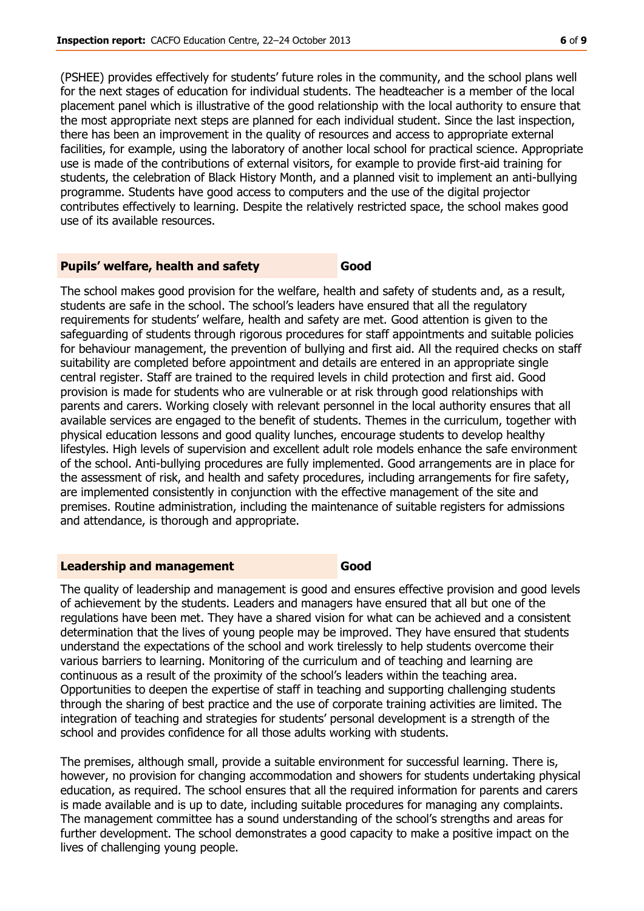(PSHEE) provides effectively for students' future roles in the community, and the school plans well for the next stages of education for individual students. The headteacher is a member of the local placement panel which is illustrative of the good relationship with the local authority to ensure that the most appropriate next steps are planned for each individual student. Since the last inspection, there has been an improvement in the quality of resources and access to appropriate external facilities, for example, using the laboratory of another local school for practical science. Appropriate use is made of the contributions of external visitors, for example to provide first-aid training for students, the celebration of Black History Month, and a planned visit to implement an anti-bullying programme. Students have good access to computers and the use of the digital projector contributes effectively to learning. Despite the relatively restricted space, the school makes good use of its available resources.

## Pupils' welfare, health and safety — Good

The school makes good provision for the welfare, health and safety of students and, as a result, students are safe in the school. The school's leaders have ensured that all the regulatory requirements for students' welfare, health and safety are met. Good attention is given to the safeguarding of students through rigorous procedures for staff appointments and suitable policies for behaviour management, the prevention of bullying and first aid. All the required checks on staff suitability are completed before appointment and details are entered in an appropriate single central register. Staff are trained to the required levels in child protection and first aid. Good provision is made for students who are vulnerable or at risk through good relationships with parents and carers. Working closely with relevant personnel in the local authority ensures that all available services are engaged to the benefit of students. Themes in the curriculum, together with physical education lessons and good quality lunches, encourage students to develop healthy lifestyles. High levels of supervision and excellent adult role models enhance the safe environment of the school. Anti-bullying procedures are fully implemented. Good arrangements are in place for the assessment of risk, and health and safety procedures, including arrangements for fire safety, are implemented consistently in conjunction with the effective management of the site and premises. Routine administration, including the maintenance of suitable registers for admissions and attendance, is thorough and appropriate.

## Leadership and management — Good

The quality of leadership and management is good and ensures effective provision and good levels of achievement by the students. Leaders and managers have ensured that all but one of the regulations have been met. They have a shared vision for what can be achieved and a consistent determination that the lives of young people may be improved. They have ensured that students understand the expectations of the school and work tirelessly to help students overcome their various barriers to learning. Monitoring of the curriculum and of teaching and learning are continuous as a result of the proximity of the school's leaders within the teaching area. Opportunities to deepen the expertise of staff in teaching and supporting challenging students through the sharing of best practice and the use of corporate training activities are limited. The integration of teaching and strategies for students' personal development is a strength of the school and provides confidence for all those adults working with students.

The premises, although small, provide a suitable environment for successful learning. There is, however, no provision for changing accommodation and showers for students undertaking physical education, as required. The school ensures that all the required information for parents and carers is made available and is up to date, including suitable procedures for managing any complaints. The management committee has a sound understanding of the school's strengths and areas for further development. The school demonstrates a good capacity to make a positive impact on the lives of challenging young people.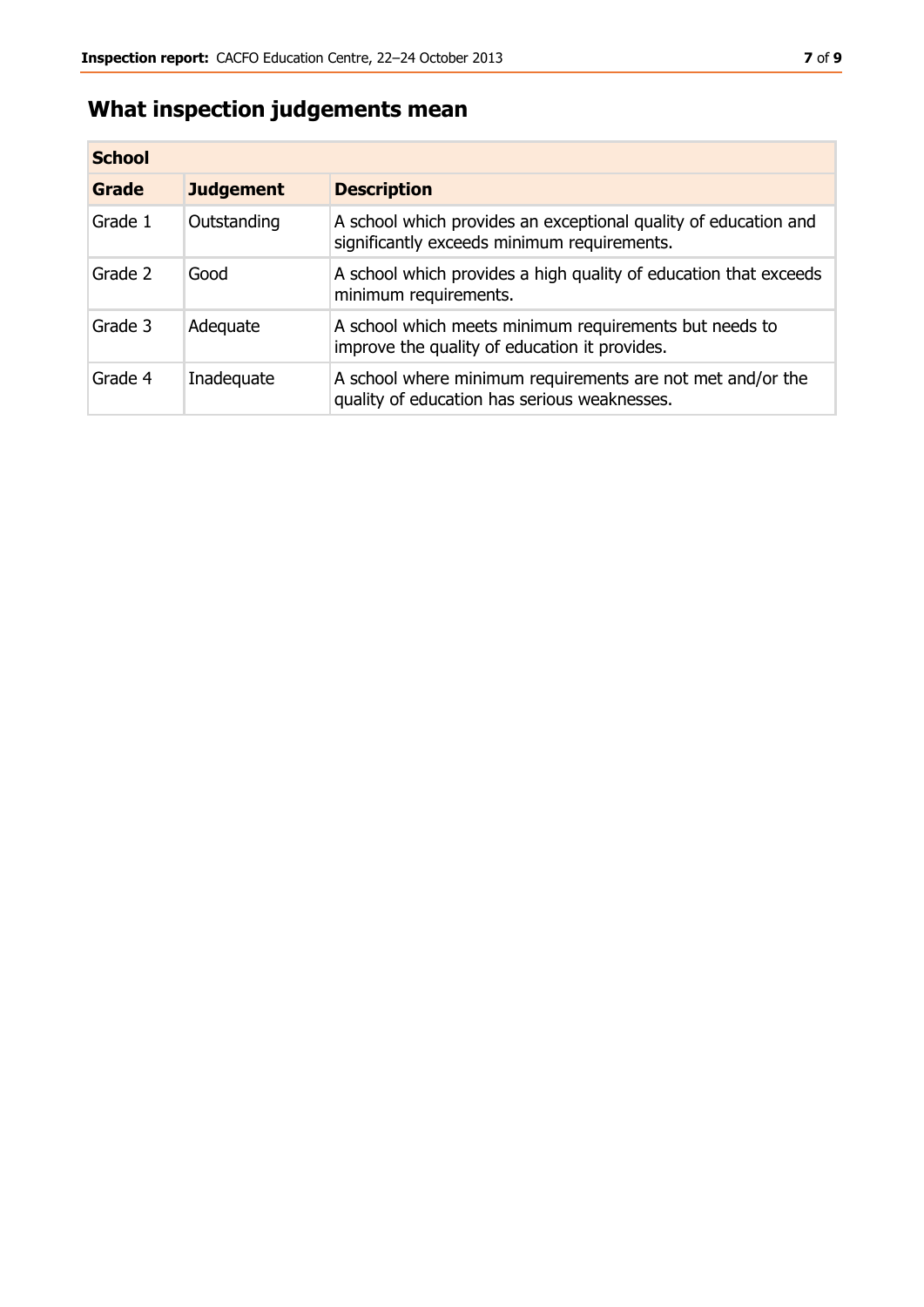## What inspection judgements mean

| School | | |
|---|---|---|
| **Grade** | **Judgement** | **Description** |
| Grade 1 | Outstanding | A school which provides an exceptional quality of education and significantly exceeds minimum requirements. |
| Grade 2 | Good | A school which provides a high quality of education that exceeds minimum requirements. |
| Grade 3 | Adequate | A school which meets minimum requirements but needs to improve the quality of education it provides. |
| Grade 4 | Inadequate | A school where minimum requirements are not met and/or the quality of education has serious weaknesses. |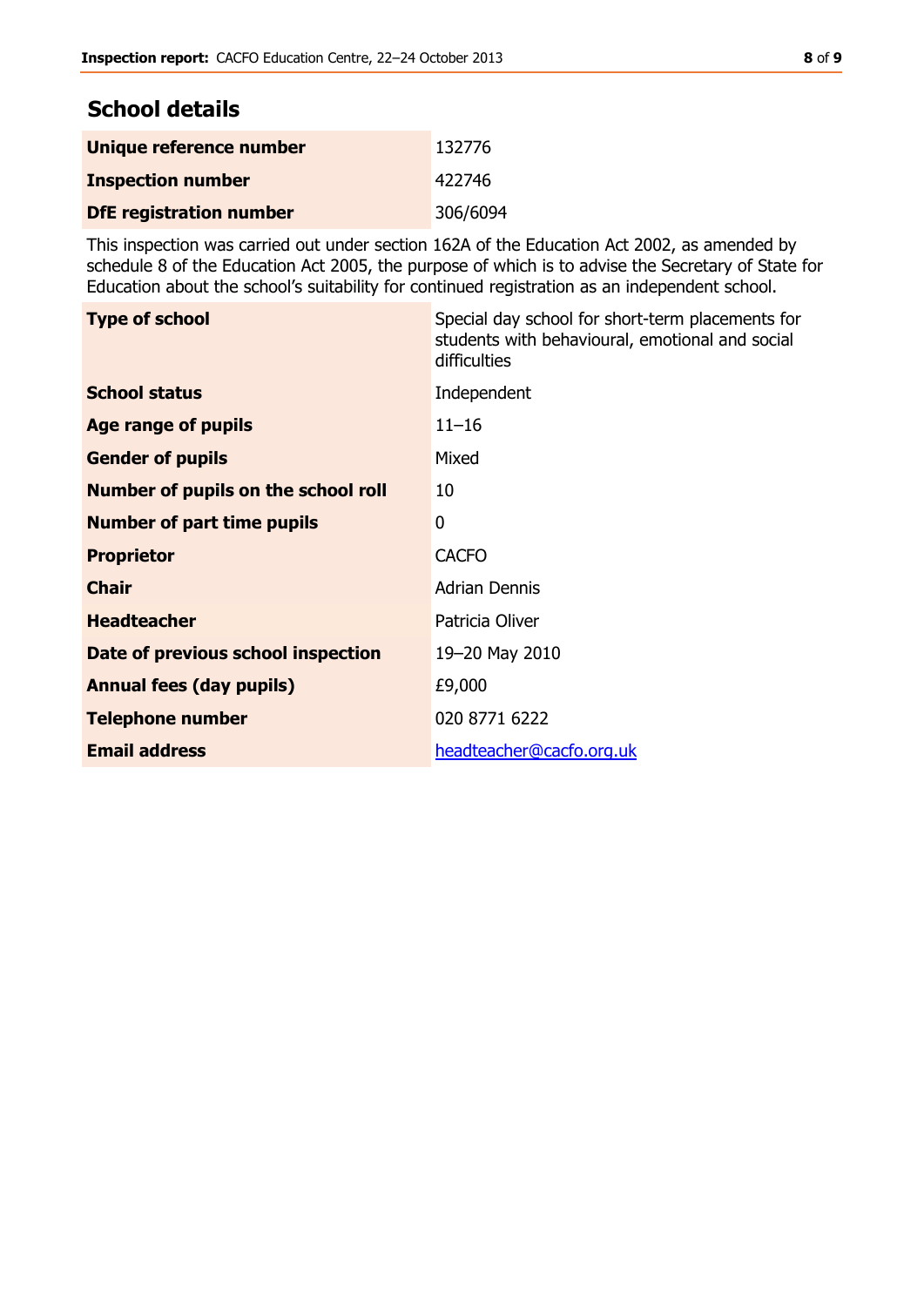## School details

| | |
|---|---|
| **Unique reference number** | 132776 |
| **Inspection number** | 422746 |
| **DfE registration number** | 306/6094 |

This inspection was carried out under section 162A of the Education Act 2002, as amended by schedule 8 of the Education Act 2005, the purpose of which is to advise the Secretary of State for Education about the school's suitability for continued registration as an independent school.

| | |
|---|---|
| **Type of school** | Special day school for short-term placements for students with behavioural, emotional and social difficulties |
| **School status** | Independent |
| **Age range of pupils** | 11–16 |
| **Gender of pupils** | Mixed |
| **Number of pupils on the school roll** | 10 |
| **Number of part time pupils** | 0 |
| **Proprietor** | CACFO |
| **Chair** | Adrian Dennis |
| **Headteacher** | Patricia Oliver |
| **Date of previous school inspection** | 19–20 May 2010 |
| **Annual fees (day pupils)** | £9,000 |
| **Telephone number** | 020 8771 6222 |
| **Email address** | headteacher@cacfo.org.uk |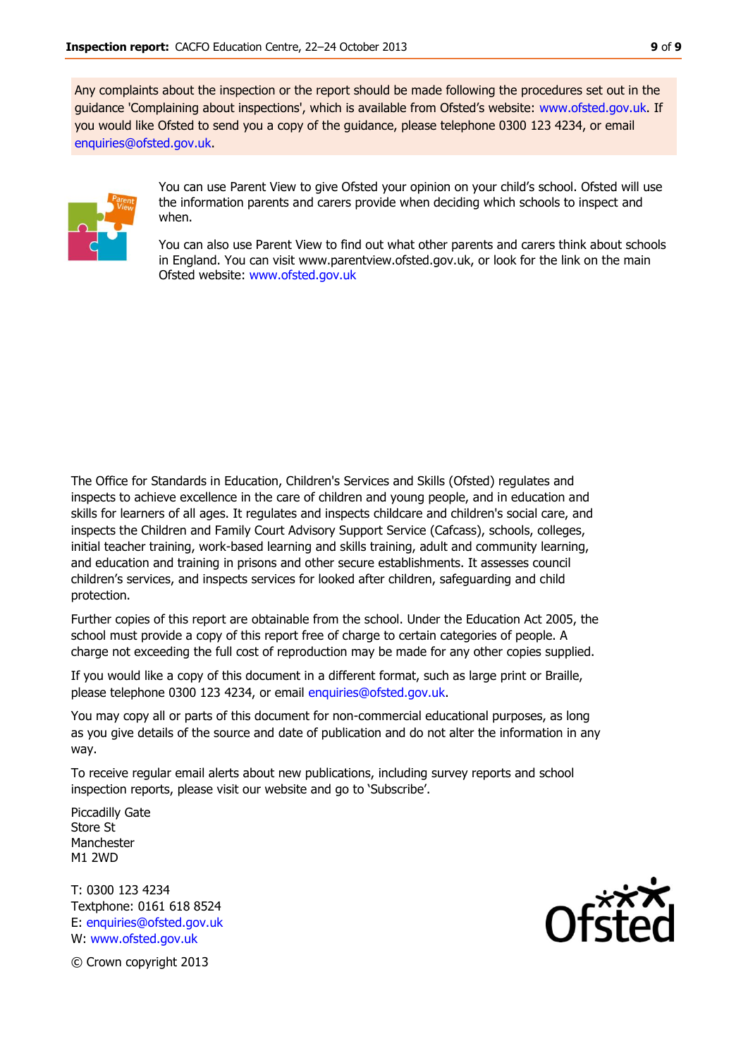Any complaints about the inspection or the report should be made following the procedures set out in the guidance 'Complaining about inspections', which is available from Ofsted's website: www.ofsted.gov.uk. If you would like Ofsted to send you a copy of the guidance, please telephone 0300 123 4234, or email enquiries@ofsted.gov.uk.

You can use Parent View to give Ofsted your opinion on your child's school. Ofsted will use the information parents and carers provide when deciding which schools to inspect and when.

You can also use Parent View to find out what other parents and carers think about schools in England. You can visit www.parentview.ofsted.gov.uk, or look for the link on the main Ofsted website: www.ofsted.gov.uk

The Office for Standards in Education, Children's Services and Skills (Ofsted) regulates and inspects to achieve excellence in the care of children and young people, and in education and skills for learners of all ages. It regulates and inspects childcare and children's social care, and inspects the Children and Family Court Advisory Support Service (Cafcass), schools, colleges, initial teacher training, work-based learning and skills training, adult and community learning, and education and training in prisons and other secure establishments. It assesses council children's services, and inspects services for looked after children, safeguarding and child protection.

Further copies of this report are obtainable from the school. Under the Education Act 2005, the school must provide a copy of this report free of charge to certain categories of people. A charge not exceeding the full cost of reproduction may be made for any other copies supplied.

If you would like a copy of this document in a different format, such as large print or Braille, please telephone 0300 123 4234, or email enquiries@ofsted.gov.uk.

You may copy all or parts of this document for non-commercial educational purposes, as long as you give details of the source and date of publication and do not alter the information in any way.

To receive regular email alerts about new publications, including survey reports and school inspection reports, please visit our website and go to 'Subscribe'.

Piccadilly Gate  
Store St  
Manchester  
M1 2WD

T: 0300 123 4234  
Textphone: 0161 618 8524  
E: enquiries@ofsted.gov.uk  
W: www.ofsted.gov.uk

© Crown copyright 2013